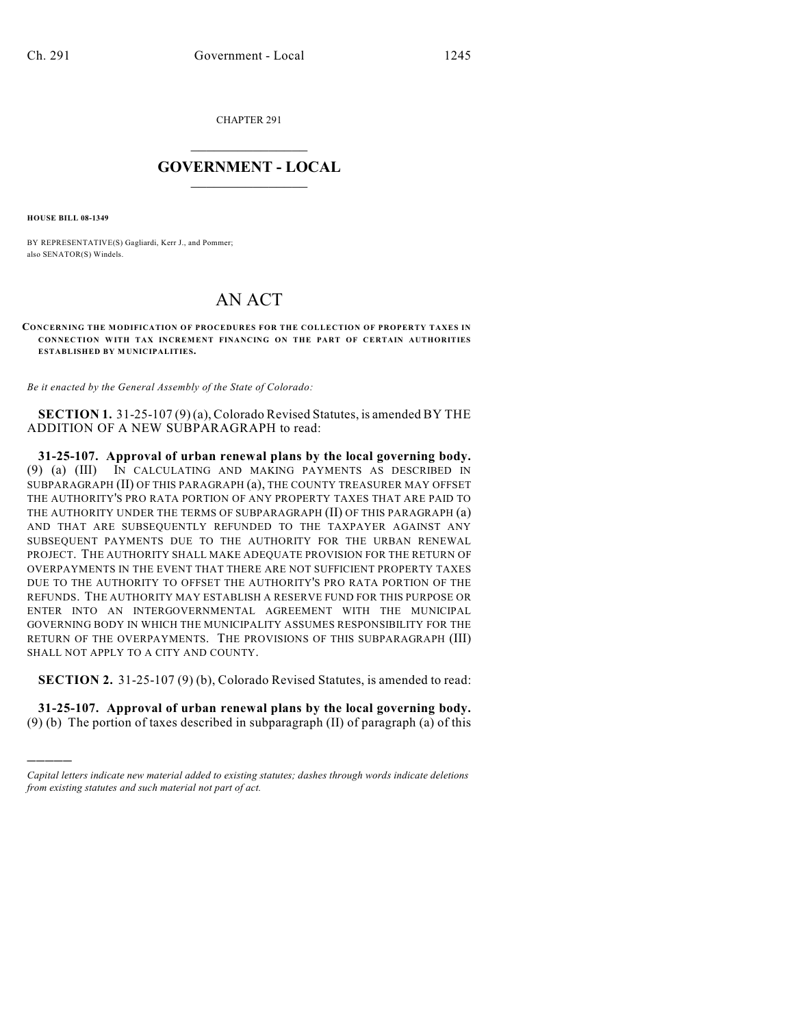CHAPTER 291

# GOVERNMENT - LOCAL

**HOUSE BILL 08-1349**

BY REPRESENTATIVE(S) Gagliardi, Kerr J., and Pommer;
also SENATOR(S) Windels.

# AN ACT

**CONCERNING THE MODIFICATION OF PROCEDURES FOR THE COLLECTION OF PROPERTY TAXES IN CONNECTION WITH TAX INCREMENT FINANCING ON THE PART OF CERTAIN AUTHORITIES ESTABLISHED BY MUNICIPALITIES.**

*Be it enacted by the General Assembly of the State of Colorado:*

**SECTION 1.** 31-25-107 (9) (a), Colorado Revised Statutes, is amended BY THE ADDITION OF A NEW SUBPARAGRAPH to read:

**31-25-107. Approval of urban renewal plans by the local governing body.** (9) (a) (III) IN CALCULATING AND MAKING PAYMENTS AS DESCRIBED IN SUBPARAGRAPH (II) OF THIS PARAGRAPH (a), THE COUNTY TREASURER MAY OFFSET THE AUTHORITY'S PRO RATA PORTION OF ANY PROPERTY TAXES THAT ARE PAID TO THE AUTHORITY UNDER THE TERMS OF SUBPARAGRAPH (II) OF THIS PARAGRAPH (a) AND THAT ARE SUBSEQUENTLY REFUNDED TO THE TAXPAYER AGAINST ANY SUBSEQUENT PAYMENTS DUE TO THE AUTHORITY FOR THE URBAN RENEWAL PROJECT. THE AUTHORITY SHALL MAKE ADEQUATE PROVISION FOR THE RETURN OF OVERPAYMENTS IN THE EVENT THAT THERE ARE NOT SUFFICIENT PROPERTY TAXES DUE TO THE AUTHORITY TO OFFSET THE AUTHORITY'S PRO RATA PORTION OF THE REFUNDS. THE AUTHORITY MAY ESTABLISH A RESERVE FUND FOR THIS PURPOSE OR ENTER INTO AN INTERGOVERNMENTAL AGREEMENT WITH THE MUNICIPAL GOVERNING BODY IN WHICH THE MUNICIPALITY ASSUMES RESPONSIBILITY FOR THE RETURN OF THE OVERPAYMENTS. THE PROVISIONS OF THIS SUBPARAGRAPH (III) SHALL NOT APPLY TO A CITY AND COUNTY.

**SECTION 2.** 31-25-107 (9) (b), Colorado Revised Statutes, is amended to read:

**31-25-107. Approval of urban renewal plans by the local governing body.** (9) (b) The portion of taxes described in subparagraph (II) of paragraph (a) of this

---

*Capital letters indicate new material added to existing statutes; dashes through words indicate deletions from existing statutes and such material not part of act.*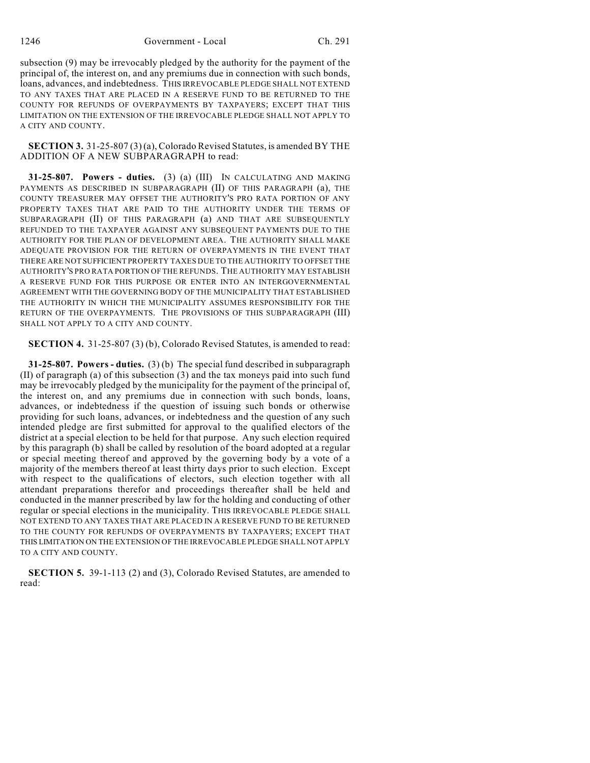subsection (9) may be irrevocably pledged by the authority for the payment of the principal of, the interest on, and any premiums due in connection with such bonds, loans, advances, and indebtedness. THIS IRREVOCABLE PLEDGE SHALL NOT EXTEND TO ANY TAXES THAT ARE PLACED IN A RESERVE FUND TO BE RETURNED TO THE COUNTY FOR REFUNDS OF OVERPAYMENTS BY TAXPAYERS; EXCEPT THAT THIS LIMITATION ON THE EXTENSION OF THE IRREVOCABLE PLEDGE SHALL NOT APPLY TO A CITY AND COUNTY.

**SECTION 3.** 31-25-807 (3) (a), Colorado Revised Statutes, is amended BY THE ADDITION OF A NEW SUBPARAGRAPH to read:

**31-25-807. Powers - duties.** (3) (a) (III) IN CALCULATING AND MAKING PAYMENTS AS DESCRIBED IN SUBPARAGRAPH (II) OF THIS PARAGRAPH (a), THE COUNTY TREASURER MAY OFFSET THE AUTHORITY'S PRO RATA PORTION OF ANY PROPERTY TAXES THAT ARE PAID TO THE AUTHORITY UNDER THE TERMS OF SUBPARAGRAPH (II) OF THIS PARAGRAPH (a) AND THAT ARE SUBSEQUENTLY REFUNDED TO THE TAXPAYER AGAINST ANY SUBSEQUENT PAYMENTS DUE TO THE AUTHORITY FOR THE PLAN OF DEVELOPMENT AREA. THE AUTHORITY SHALL MAKE ADEQUATE PROVISION FOR THE RETURN OF OVERPAYMENTS IN THE EVENT THAT THERE ARE NOT SUFFICIENT PROPERTY TAXES DUE TO THE AUTHORITY TO OFFSET THE AUTHORITY'S PRO RATA PORTION OF THE REFUNDS. THE AUTHORITY MAY ESTABLISH A RESERVE FUND FOR THIS PURPOSE OR ENTER INTO AN INTERGOVERNMENTAL AGREEMENT WITH THE GOVERNING BODY OF THE MUNICIPALITY THAT ESTABLISHED THE AUTHORITY IN WHICH THE MUNICIPALITY ASSUMES RESPONSIBILITY FOR THE RETURN OF THE OVERPAYMENTS. THE PROVISIONS OF THIS SUBPARAGRAPH (III) SHALL NOT APPLY TO A CITY AND COUNTY.

**SECTION 4.** 31-25-807 (3) (b), Colorado Revised Statutes, is amended to read:

**31-25-807. Powers - duties.** (3) (b) The special fund described in subparagraph (II) of paragraph (a) of this subsection (3) and the tax moneys paid into such fund may be irrevocably pledged by the municipality for the payment of the principal of, the interest on, and any premiums due in connection with such bonds, loans, advances, or indebtedness if the question of issuing such bonds or otherwise providing for such loans, advances, or indebtedness and the question of any such intended pledge are first submitted for approval to the qualified electors of the district at a special election to be held for that purpose. Any such election required by this paragraph (b) shall be called by resolution of the board adopted at a regular or special meeting thereof and approved by the governing body by a vote of a majority of the members thereof at least thirty days prior to such election. Except with respect to the qualifications of electors, such election together with all attendant preparations therefor and proceedings thereafter shall be held and conducted in the manner prescribed by law for the holding and conducting of other regular or special elections in the municipality. THIS IRREVOCABLE PLEDGE SHALL NOT EXTEND TO ANY TAXES THAT ARE PLACED IN A RESERVE FUND TO BE RETURNED TO THE COUNTY FOR REFUNDS OF OVERPAYMENTS BY TAXPAYERS; EXCEPT THAT THIS LIMITATION ON THE EXTENSION OF THE IRREVOCABLE PLEDGE SHALL NOT APPLY TO A CITY AND COUNTY.

**SECTION 5.** 39-1-113 (2) and (3), Colorado Revised Statutes, are amended to read: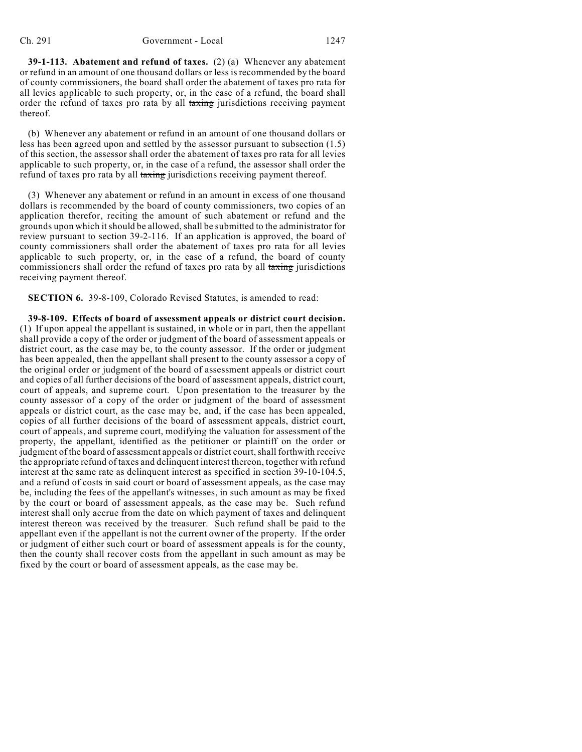**39-1-113. Abatement and refund of taxes.** (2) (a) Whenever any abatement or refund in an amount of one thousand dollars or less is recommended by the board of county commissioners, the board shall order the abatement of taxes pro rata for all levies applicable to such property, or, in the case of a refund, the board shall order the refund of taxes pro rata by all ~~taxing~~ jurisdictions receiving payment thereof.

(b) Whenever any abatement or refund in an amount of one thousand dollars or less has been agreed upon and settled by the assessor pursuant to subsection (1.5) of this section, the assessor shall order the abatement of taxes pro rata for all levies applicable to such property, or, in the case of a refund, the assessor shall order the refund of taxes pro rata by all ~~taxing~~ jurisdictions receiving payment thereof.

(3) Whenever any abatement or refund in an amount in excess of one thousand dollars is recommended by the board of county commissioners, two copies of an application therefor, reciting the amount of such abatement or refund and the grounds upon which it should be allowed, shall be submitted to the administrator for review pursuant to section 39-2-116. If an application is approved, the board of county commissioners shall order the abatement of taxes pro rata for all levies applicable to such property, or, in the case of a refund, the board of county commissioners shall order the refund of taxes pro rata by all ~~taxing~~ jurisdictions receiving payment thereof.

**SECTION 6.** 39-8-109, Colorado Revised Statutes, is amended to read:

**39-8-109. Effects of board of assessment appeals or district court decision.** (1) If upon appeal the appellant is sustained, in whole or in part, then the appellant shall provide a copy of the order or judgment of the board of assessment appeals or district court, as the case may be, to the county assessor. If the order or judgment has been appealed, then the appellant shall present to the county assessor a copy of the original order or judgment of the board of assessment appeals or district court and copies of all further decisions of the board of assessment appeals, district court, court of appeals, and supreme court. Upon presentation to the treasurer by the county assessor of a copy of the order or judgment of the board of assessment appeals or district court, as the case may be, and, if the case has been appealed, copies of all further decisions of the board of assessment appeals, district court, court of appeals, and supreme court, modifying the valuation for assessment of the property, the appellant, identified as the petitioner or plaintiff on the order or judgment of the board of assessment appeals or district court, shall forthwith receive the appropriate refund of taxes and delinquent interest thereon, together with refund interest at the same rate as delinquent interest as specified in section 39-10-104.5, and a refund of costs in said court or board of assessment appeals, as the case may be, including the fees of the appellant's witnesses, in such amount as may be fixed by the court or board of assessment appeals, as the case may be. Such refund interest shall only accrue from the date on which payment of taxes and delinquent interest thereon was received by the treasurer. Such refund shall be paid to the appellant even if the appellant is not the current owner of the property. If the order or judgment of either such court or board of assessment appeals is for the county, then the county shall recover costs from the appellant in such amount as may be fixed by the court or board of assessment appeals, as the case may be.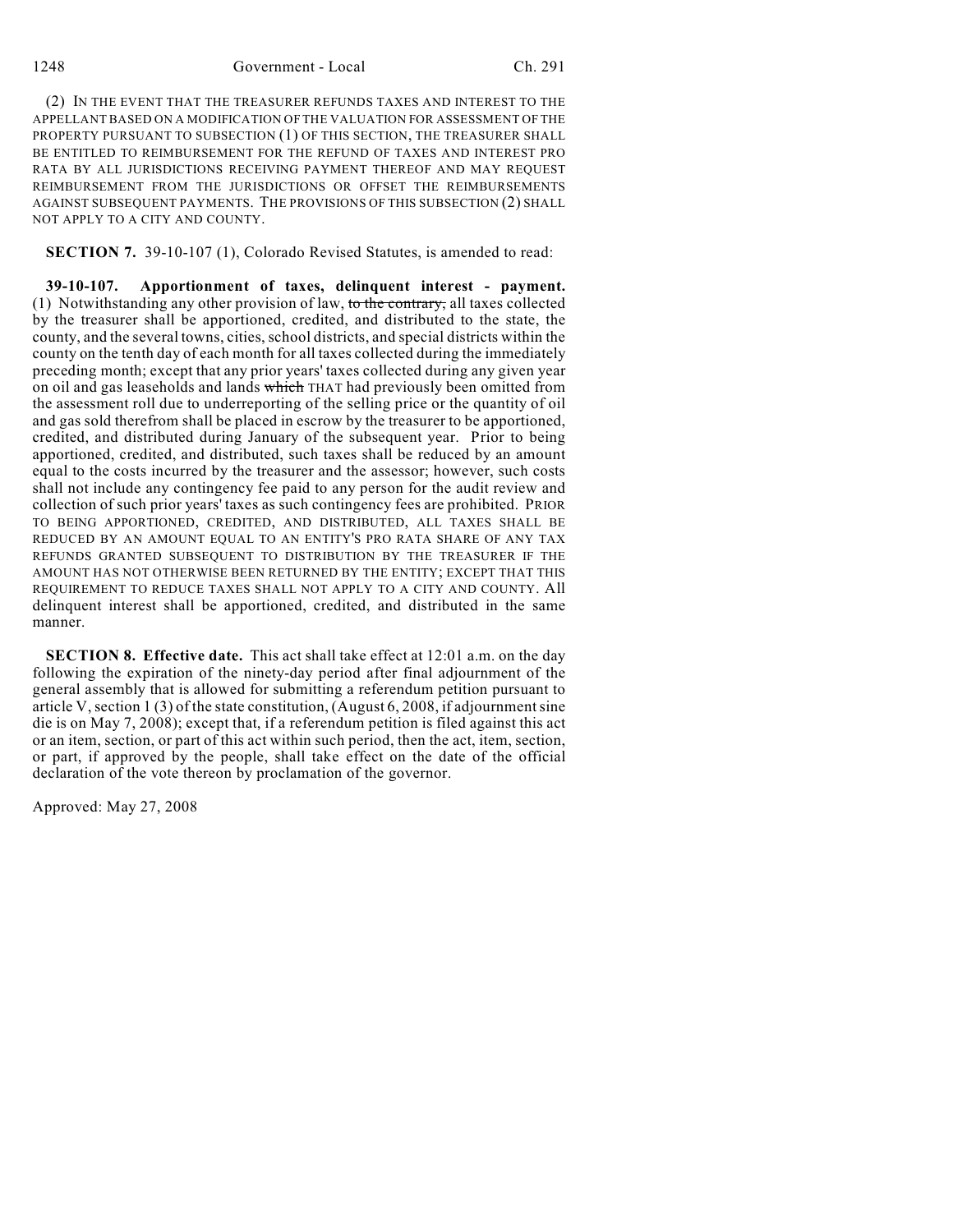(2) IN THE EVENT THAT THE TREASURER REFUNDS TAXES AND INTEREST TO THE APPELLANT BASED ON A MODIFICATION OF THE VALUATION FOR ASSESSMENT OF THE PROPERTY PURSUANT TO SUBSECTION (1) OF THIS SECTION, THE TREASURER SHALL BE ENTITLED TO REIMBURSEMENT FOR THE REFUND OF TAXES AND INTEREST PRO RATA BY ALL JURISDICTIONS RECEIVING PAYMENT THEREOF AND MAY REQUEST REIMBURSEMENT FROM THE JURISDICTIONS OR OFFSET THE REIMBURSEMENTS AGAINST SUBSEQUENT PAYMENTS. THE PROVISIONS OF THIS SUBSECTION (2) SHALL NOT APPLY TO A CITY AND COUNTY.

**SECTION 7.** 39-10-107 (1), Colorado Revised Statutes, is amended to read:

**39-10-107. Apportionment of taxes, delinquent interest - payment.** (1) Notwithstanding any other provision of law, ~~to the contrary,~~ all taxes collected by the treasurer shall be apportioned, credited, and distributed to the state, the county, and the several towns, cities, school districts, and special districts within the county on the tenth day of each month for all taxes collected during the immediately preceding month; except that any prior years' taxes collected during any given year on oil and gas leaseholds and lands ~~which~~ THAT had previously been omitted from the assessment roll due to underreporting of the selling price or the quantity of oil and gas sold therefrom shall be placed in escrow by the treasurer to be apportioned, credited, and distributed during January of the subsequent year. Prior to being apportioned, credited, and distributed, such taxes shall be reduced by an amount equal to the costs incurred by the treasurer and the assessor; however, such costs shall not include any contingency fee paid to any person for the audit review and collection of such prior years' taxes as such contingency fees are prohibited. PRIOR TO BEING APPORTIONED, CREDITED, AND DISTRIBUTED, ALL TAXES SHALL BE REDUCED BY AN AMOUNT EQUAL TO AN ENTITY'S PRO RATA SHARE OF ANY TAX REFUNDS GRANTED SUBSEQUENT TO DISTRIBUTION BY THE TREASURER IF THE AMOUNT HAS NOT OTHERWISE BEEN RETURNED BY THE ENTITY; EXCEPT THAT THIS REQUIREMENT TO REDUCE TAXES SHALL NOT APPLY TO A CITY AND COUNTY. All delinquent interest shall be apportioned, credited, and distributed in the same manner.

**SECTION 8. Effective date.** This act shall take effect at 12:01 a.m. on the day following the expiration of the ninety-day period after final adjournment of the general assembly that is allowed for submitting a referendum petition pursuant to article V, section 1 (3) of the state constitution, (August 6, 2008, if adjournment sine die is on May 7, 2008); except that, if a referendum petition is filed against this act or an item, section, or part of this act within such period, then the act, item, section, or part, if approved by the people, shall take effect on the date of the official declaration of the vote thereon by proclamation of the governor.

Approved: May 27, 2008